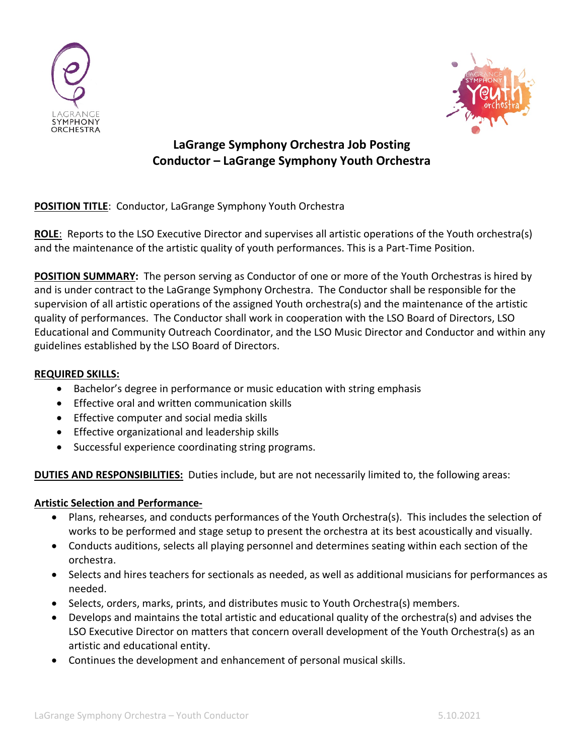# LaGrange Symphony Orchestra Job Posting
# Conductor – LaGrange Symphony Youth Orchestra

**POSITION TITLE**: Conductor, LaGrange Symphony Youth Orchestra

**ROLE**: Reports to the LSO Executive Director and supervises all artistic operations of the Youth orchestra(s) and the maintenance of the artistic quality of youth performances. This is a Part-Time Position.

**POSITION SUMMARY:** The person serving as Conductor of one or more of the Youth Orchestras is hired by and is under contract to the LaGrange Symphony Orchestra. The Conductor shall be responsible for the supervision of all artistic operations of the assigned Youth orchestra(s) and the maintenance of the artistic quality of performances. The Conductor shall work in cooperation with the LSO Board of Directors, LSO Educational and Community Outreach Coordinator, and the LSO Music Director and Conductor and within any guidelines established by the LSO Board of Directors.

**REQUIRED SKILLS:**

- Bachelor's degree in performance or music education with string emphasis
- Effective oral and written communication skills
- Effective computer and social media skills
- Effective organizational and leadership skills
- Successful experience coordinating string programs.

**DUTIES AND RESPONSIBILITIES:** Duties include, but are not necessarily limited to, the following areas:

**Artistic Selection and Performance-**

- Plans, rehearses, and conducts performances of the Youth Orchestra(s). This includes the selection of works to be performed and stage setup to present the orchestra at its best acoustically and visually.
- Conducts auditions, selects all playing personnel and determines seating within each section of the orchestra.
- Selects and hires teachers for sectionals as needed, as well as additional musicians for performances as needed.
- Selects, orders, marks, prints, and distributes music to Youth Orchestra(s) members.
- Develops and maintains the total artistic and educational quality of the orchestra(s) and advises the LSO Executive Director on matters that concern overall development of the Youth Orchestra(s) as an artistic and educational entity.
- Continues the development and enhancement of personal musical skills.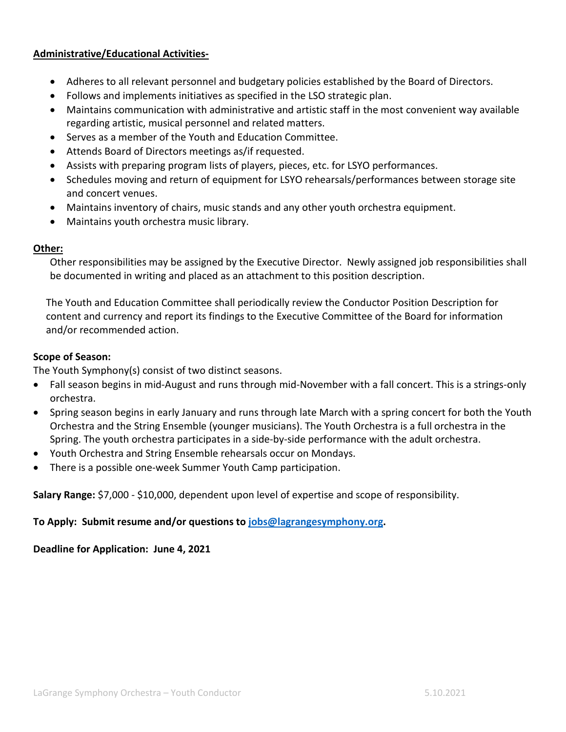**Administrative/Educational Activities-**

- Adheres to all relevant personnel and budgetary policies established by the Board of Directors.
- Follows and implements initiatives as specified in the LSO strategic plan.
- Maintains communication with administrative and artistic staff in the most convenient way available regarding artistic, musical personnel and related matters.
- Serves as a member of the Youth and Education Committee.
- Attends Board of Directors meetings as/if requested.
- Assists with preparing program lists of players, pieces, etc. for LSYO performances.
- Schedules moving and return of equipment for LSYO rehearsals/performances between storage site and concert venues.
- Maintains inventory of chairs, music stands and any other youth orchestra equipment.
- Maintains youth orchestra music library.

**Other:**

Other responsibilities may be assigned by the Executive Director. Newly assigned job responsibilities shall be documented in writing and placed as an attachment to this position description.

The Youth and Education Committee shall periodically review the Conductor Position Description for content and currency and report its findings to the Executive Committee of the Board for information and/or recommended action.

**Scope of Season:**

The Youth Symphony(s) consist of two distinct seasons.

- Fall season begins in mid-August and runs through mid-November with a fall concert. This is a strings-only orchestra.
- Spring season begins in early January and runs through late March with a spring concert for both the Youth Orchestra and the String Ensemble (younger musicians). The Youth Orchestra is a full orchestra in the Spring. The youth orchestra participates in a side-by-side performance with the adult orchestra.
- Youth Orchestra and String Ensemble rehearsals occur on Mondays.
- There is a possible one-week Summer Youth Camp participation.

**Salary Range:** $7,000 - $10,000, dependent upon level of expertise and scope of responsibility.

**To Apply: Submit resume and/or questions to jobs@lagrangesymphony.org.**

**Deadline for Application: June 4, 2021**